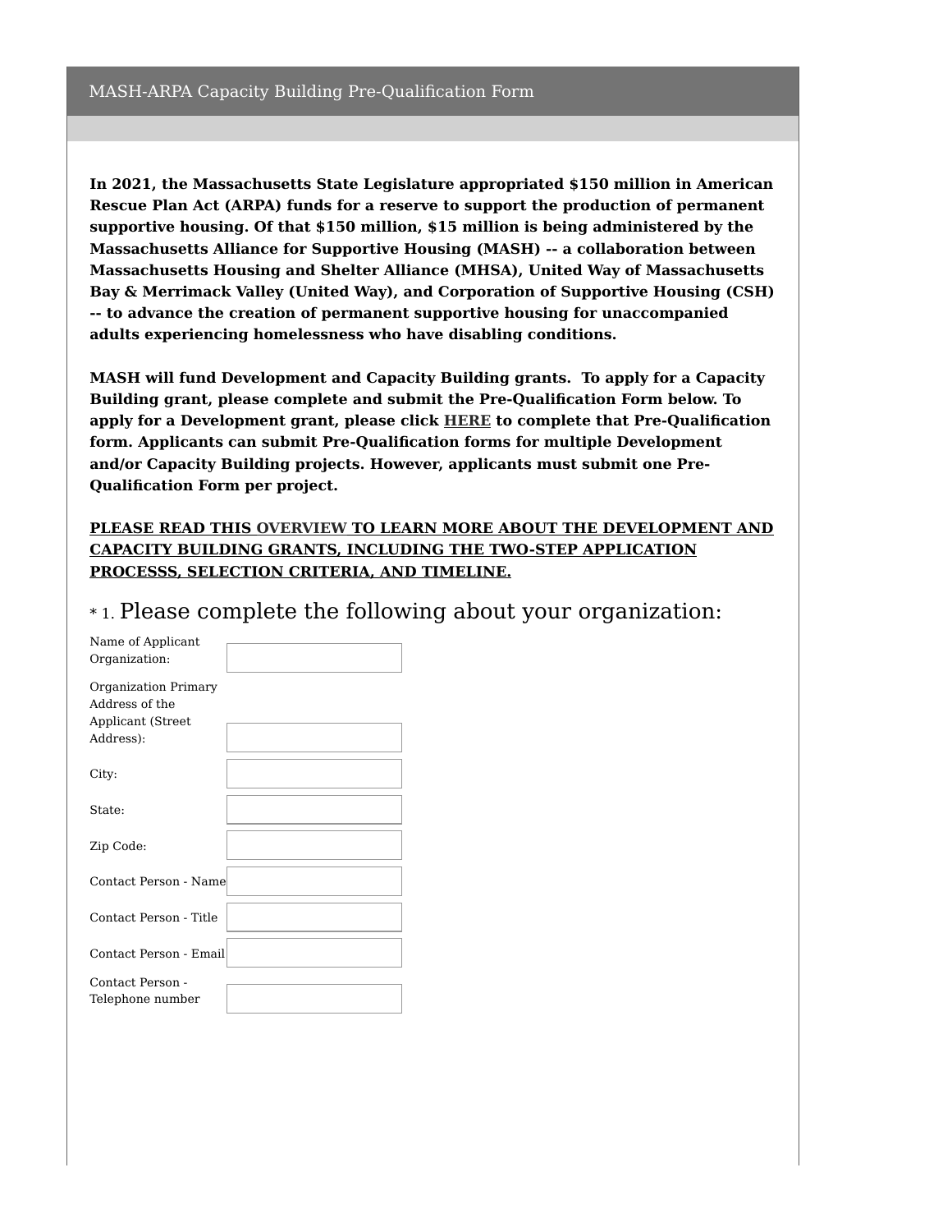# MASH-ARPA Capacity Building Pre-Qualification Form

**In 2021, the Massachusetts State Legislature appropriated $150 million in American Rescue Plan Act (ARPA) funds for a reserve to support the production of permanent supportive housing. Of that $150 million, $15 million is being administered by the Massachusetts Alliance for Supportive Housing (MASH) -- a collaboration between Massachusetts Housing and Shelter Alliance (MHSA), United Way of Massachusetts Bay & Merrimack Valley (United Way), and Corporation of Supportive Housing (CSH) -- to advance the creation of permanent supportive housing for unaccompanied adults experiencing homelessness who have disabling conditions.**

**MASH will fund Development and Capacity Building grants. To apply for a Capacity Building grant, please complete and submit the Pre-Qualification Form below. To apply for a Development grant, please click HERE to complete that Pre-Qualification form. Applicants can submit Pre-Qualification forms for multiple Development and/or Capacity Building projects. However, applicants must submit one Pre-Qualification Form per project.**

**PLEASE READ THIS OVERVIEW TO LEARN MORE ABOUT THE DEVELOPMENT AND CAPACITY BUILDING GRANTS, INCLUDING THE TWO-STEP APPLICATION PROCESSS, SELECTION CRITERIA, AND TIMELINE.**

## * 1. Please complete the following about your organization:

Name of Applicant Organization: ____________________

Organization Primary Address of the Applicant (Street Address): ____________________

City: ____________________

State: ____________________

Zip Code: ____________________

Contact Person - Name ____________________

Contact Person - Title ____________________

Contact Person - Email ____________________

Contact Person - Telephone number ____________________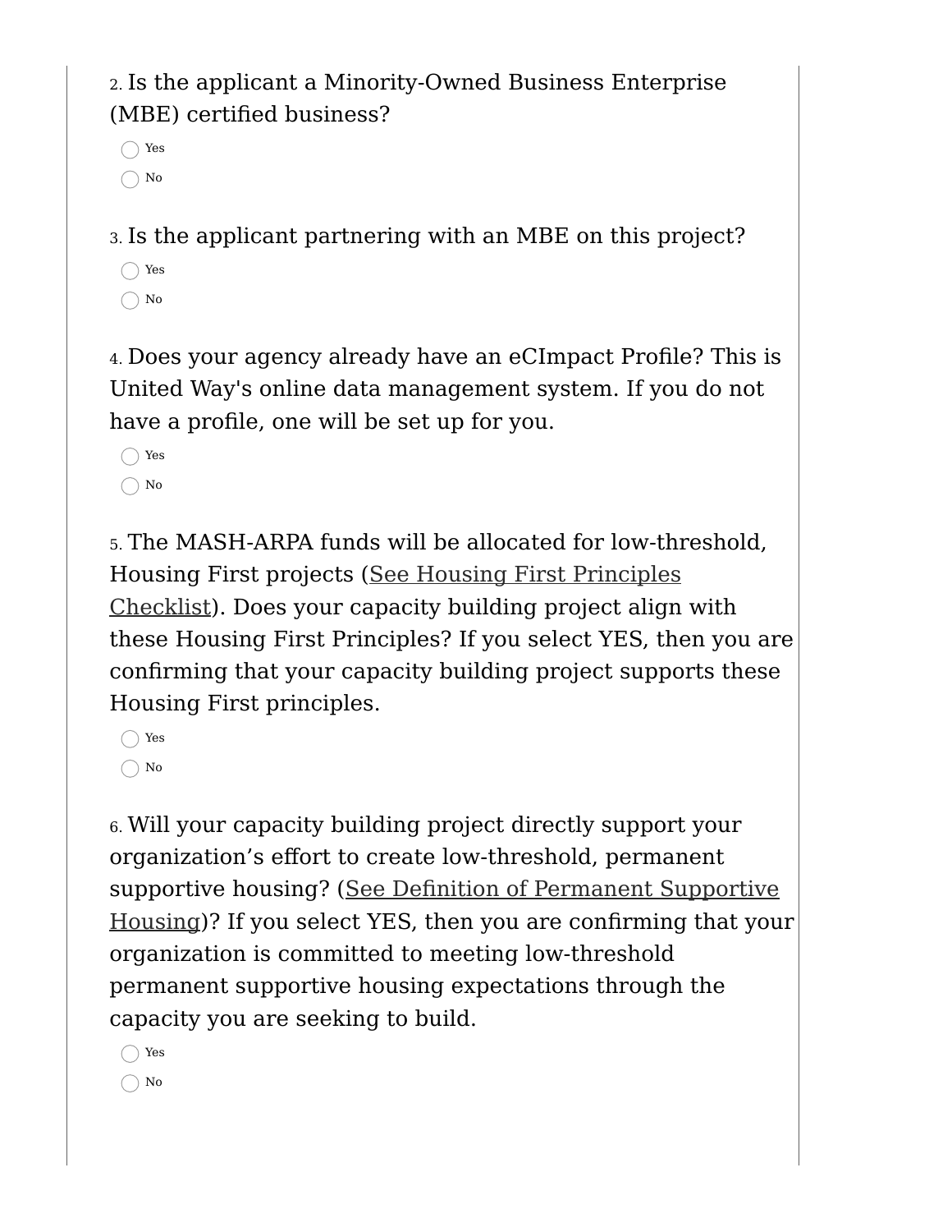2. Is the applicant a Minority-Owned Business Enterprise (MBE) certified business?

- ◯ Yes
- ◯ No

3. Is the applicant partnering with an MBE on this project?

- ◯ Yes
- ◯ No

4. Does your agency already have an eCImpact Profile? This is United Way's online data management system. If you do not have a profile, one will be set up for you.

- ◯ Yes
- ◯ No

5. The MASH-ARPA funds will be allocated for low-threshold, Housing First projects (See Housing First Principles Checklist). Does your capacity building project align with these Housing First Principles? If you select YES, then you are confirming that your capacity building project supports these Housing First principles.

- ◯ Yes
- ◯ No

6. Will your capacity building project directly support your organization's effort to create low-threshold, permanent supportive housing? (See Definition of Permanent Supportive Housing)? If you select YES, then you are confirming that your organization is committed to meeting low-threshold permanent supportive housing expectations through the capacity you are seeking to build.

- ◯ Yes
- ◯ No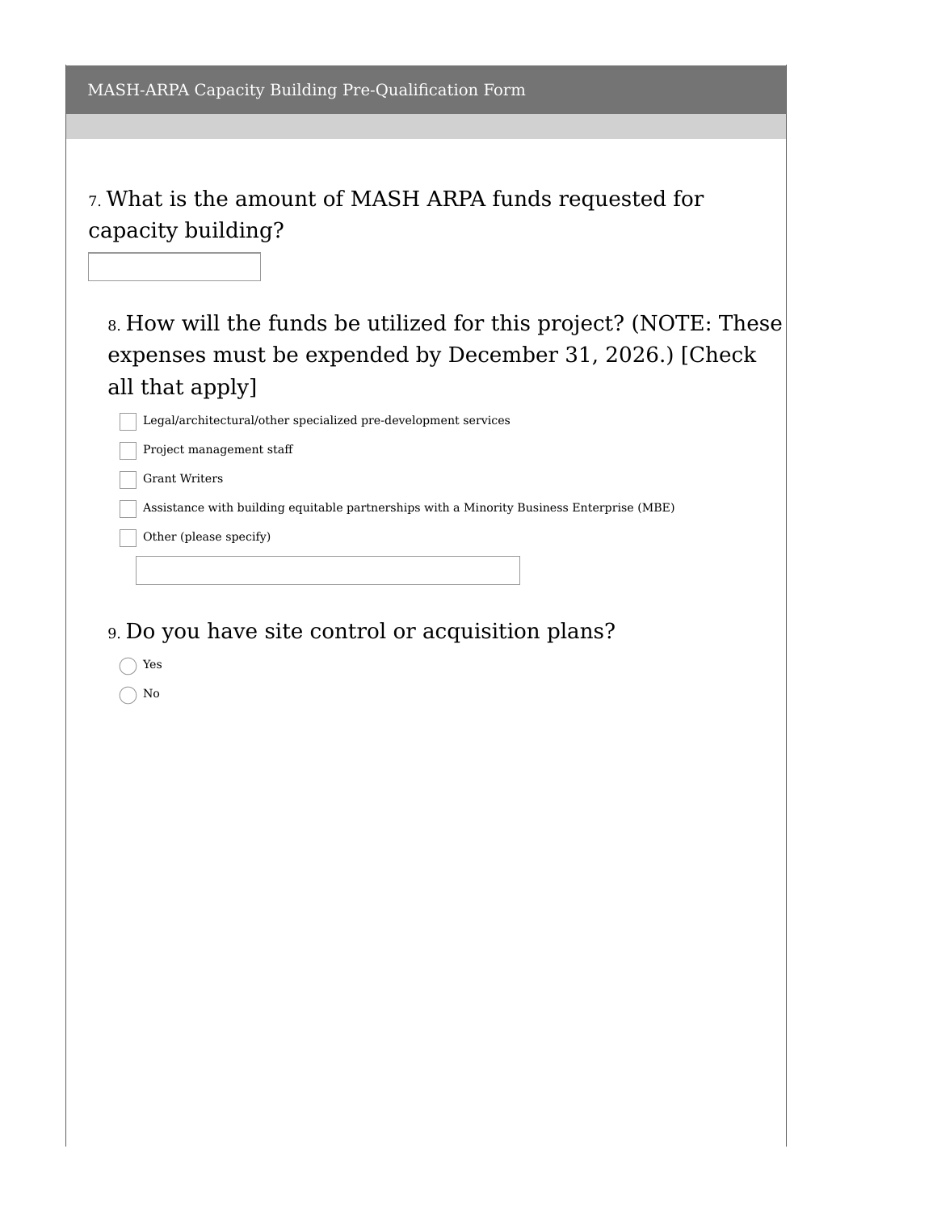MASH-ARPA Capacity Building Pre-Qualification Form

7. What is the amount of MASH ARPA funds requested for capacity building?

\_\_\_\_\_\_\_\_\_\_\_\_\_\_\_\_

8. How will the funds be utilized for this project? (NOTE: These expenses must be expended by December 31, 2026.) [Check all that apply]

- [ ] Legal/architectural/other specialized pre-development services
- [ ] Project management staff
- [ ] Grant Writers
- [ ] Assistance with building equitable partnerships with a Minority Business Enterprise (MBE)
- [ ] Other (please specify)

\_\_\_\_\_\_\_\_\_\_\_\_\_\_\_\_

9. Do you have site control or acquisition plans?

- ◯ Yes
- ◯ No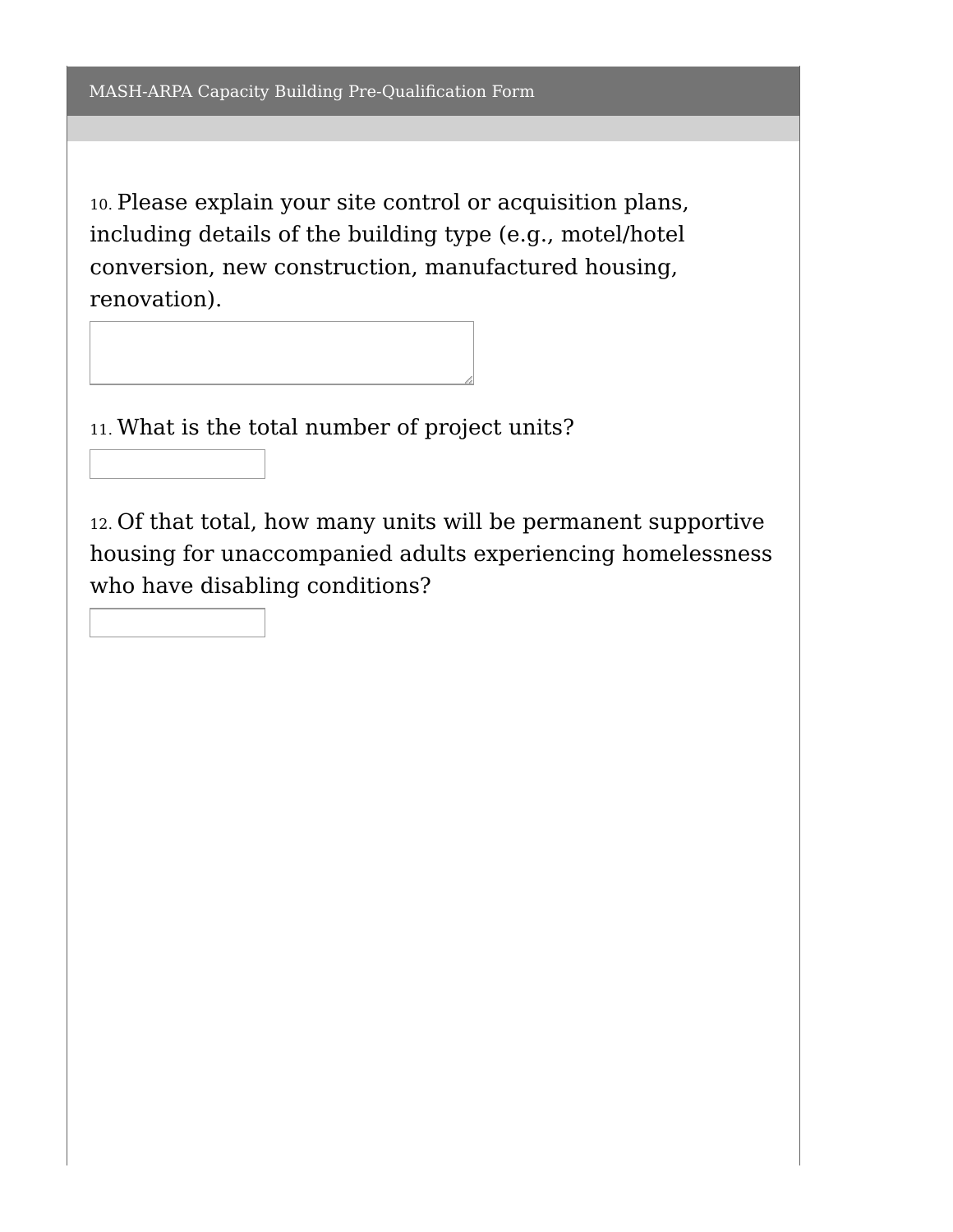10. Please explain your site control or acquisition plans, including details of the building type (e.g., motel/hotel conversion, new construction, manufactured housing, renovation).

11. What is the total number of project units?

12. Of that total, how many units will be permanent supportive housing for unaccompanied adults experiencing homelessness who have disabling conditions?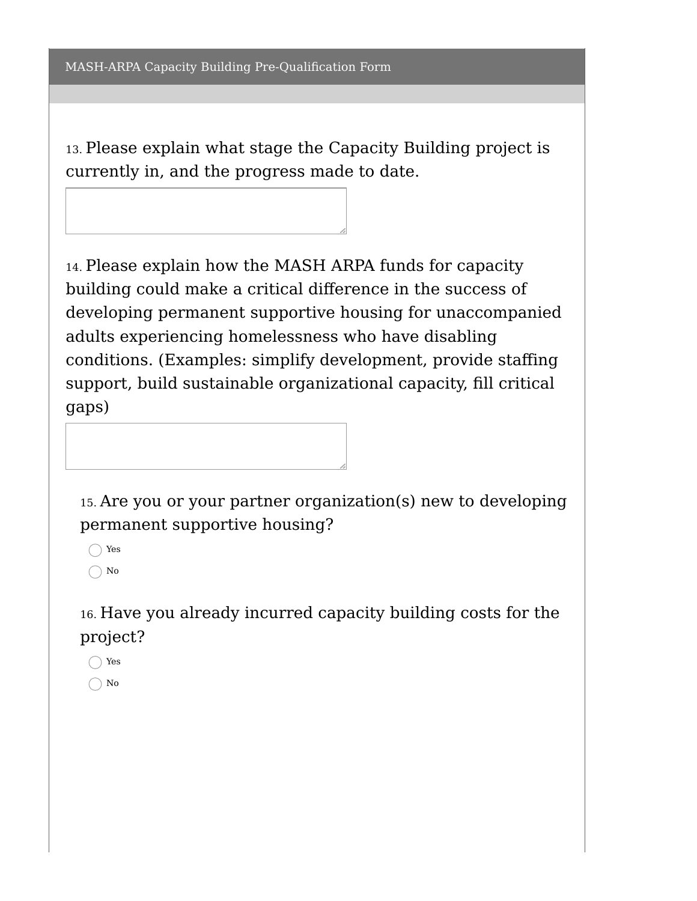MASH-ARPA Capacity Building Pre-Qualification Form

13. Please explain what stage the Capacity Building project is currently in, and the progress made to date.

14. Please explain how the MASH ARPA funds for capacity building could make a critical difference in the success of developing permanent supportive housing for unaccompanied adults experiencing homelessness who have disabling conditions. (Examples: simplify development, provide staffing support, build sustainable organizational capacity, fill critical gaps)

15. Are you or your partner organization(s) new to developing permanent supportive housing?

- Yes
- No

16. Have you already incurred capacity building costs for the project?

- Yes
- No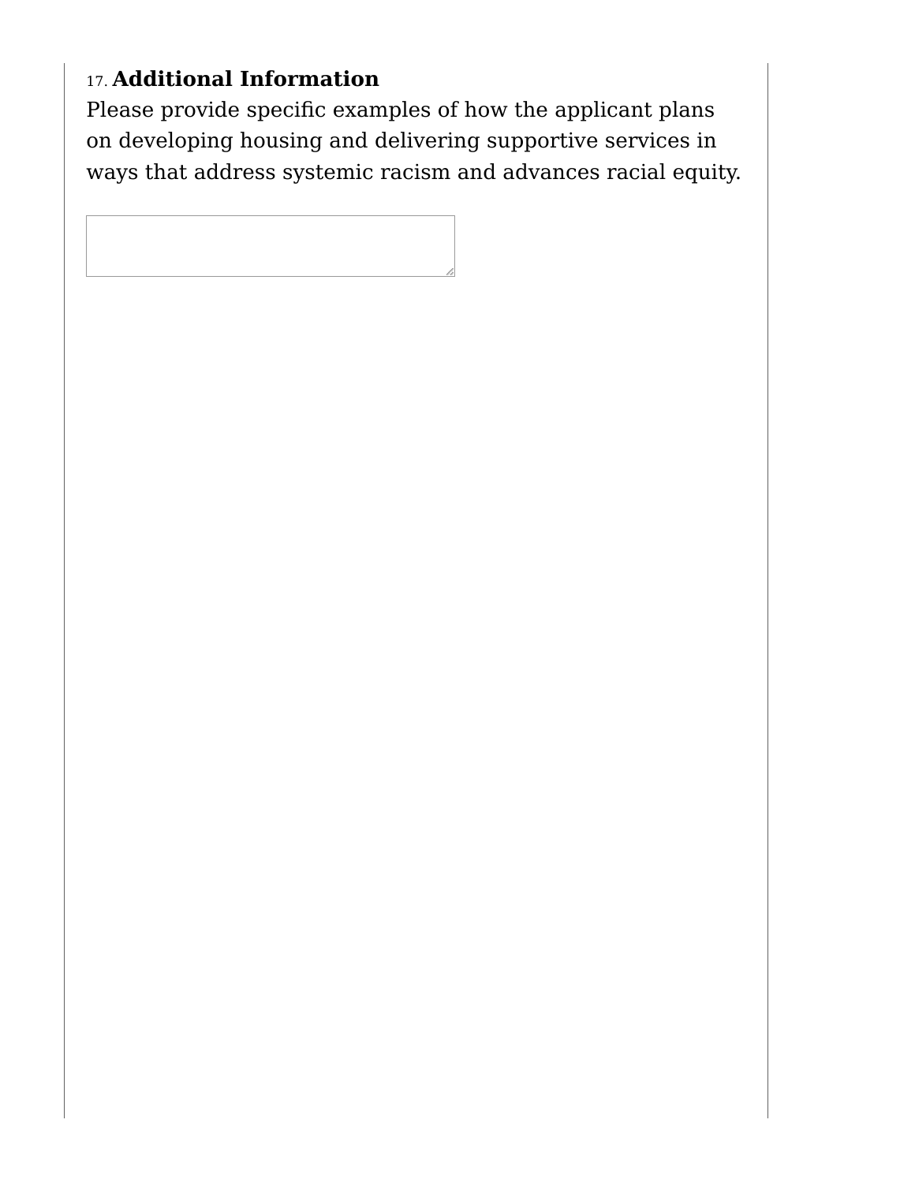17. **Additional Information**

Please provide specific examples of how the applicant plans on developing housing and delivering supportive services in ways that address systemic racism and advances racial equity.